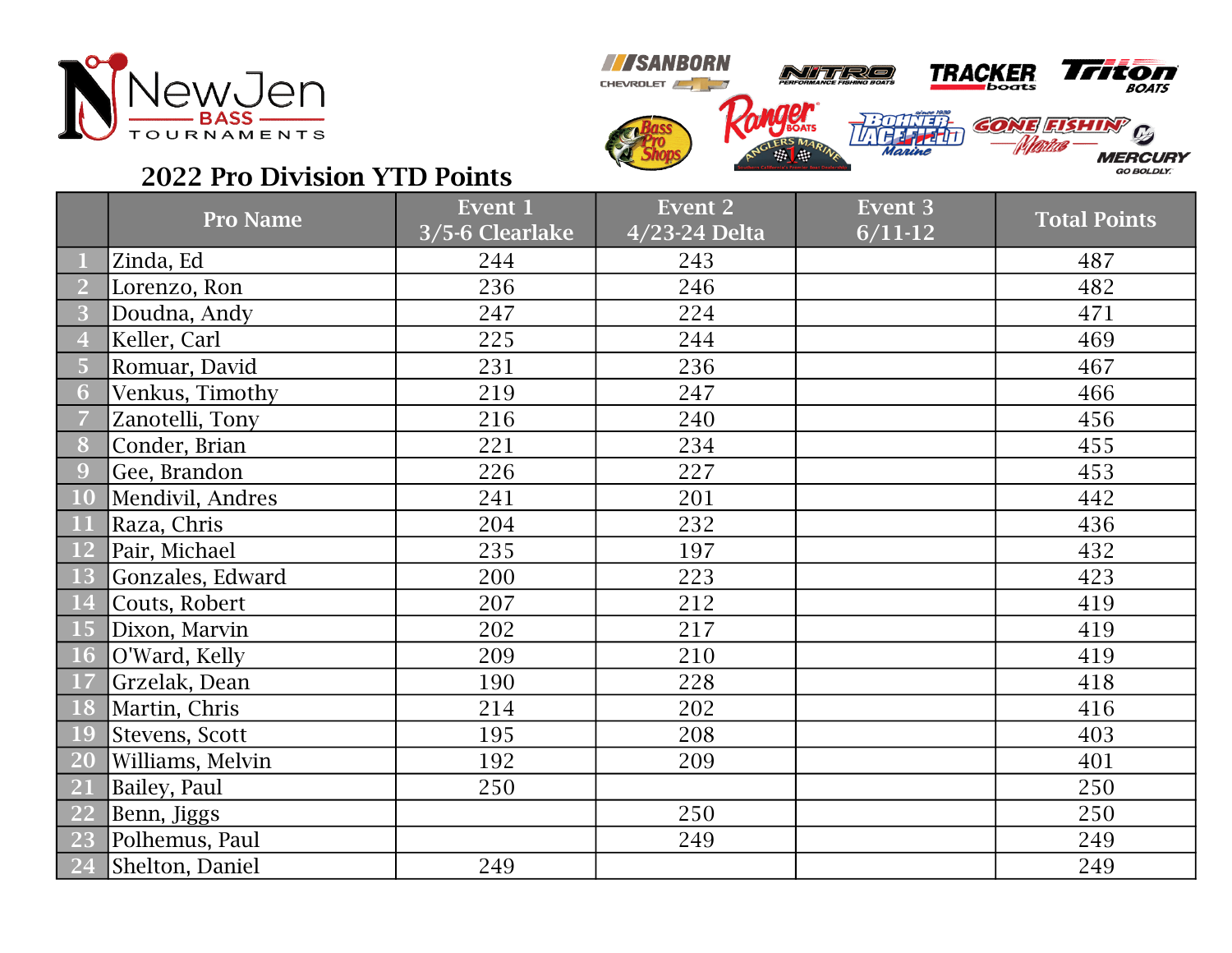NewJen BASS TOURNAMENTS

## 2022 Pro Division YTD Points

| | Pro Name | Event 1 3/5-6 Clearlake | Event 2 4/23-24 Delta | Event 3 6/11-12 | Total Points |
|---|---|---|---|---|---|
| 1 | Zinda, Ed | 244 | 243 | | 487 |
| 2 | Lorenzo, Ron | 236 | 246 | | 482 |
| 3 | Doudna, Andy | 247 | 224 | | 471 |
| 4 | Keller, Carl | 225 | 244 | | 469 |
| 5 | Romuar, David | 231 | 236 | | 467 |
| 6 | Venkus, Timothy | 219 | 247 | | 466 |
| 7 | Zanotelli, Tony | 216 | 240 | | 456 |
| 8 | Conder, Brian | 221 | 234 | | 455 |
| 9 | Gee, Brandon | 226 | 227 | | 453 |
| 10 | Mendivil, Andres | 241 | 201 | | 442 |
| 11 | Raza, Chris | 204 | 232 | | 436 |
| 12 | Pair, Michael | 235 | 197 | | 432 |
| 13 | Gonzales, Edward | 200 | 223 | | 423 |
| 14 | Couts, Robert | 207 | 212 | | 419 |
| 15 | Dixon, Marvin | 202 | 217 | | 419 |
| 16 | O'Ward, Kelly | 209 | 210 | | 419 |
| 17 | Grzelak, Dean | 190 | 228 | | 418 |
| 18 | Martin, Chris | 214 | 202 | | 416 |
| 19 | Stevens, Scott | 195 | 208 | | 403 |
| 20 | Williams, Melvin | 192 | 209 | | 401 |
| 21 | Bailey, Paul | 250 | | | 250 |
| 22 | Benn, Jiggs | | 250 | | 250 |
| 23 | Polhemus, Paul | | 249 | | 249 |
| 24 | Shelton, Daniel | 249 | | | 249 |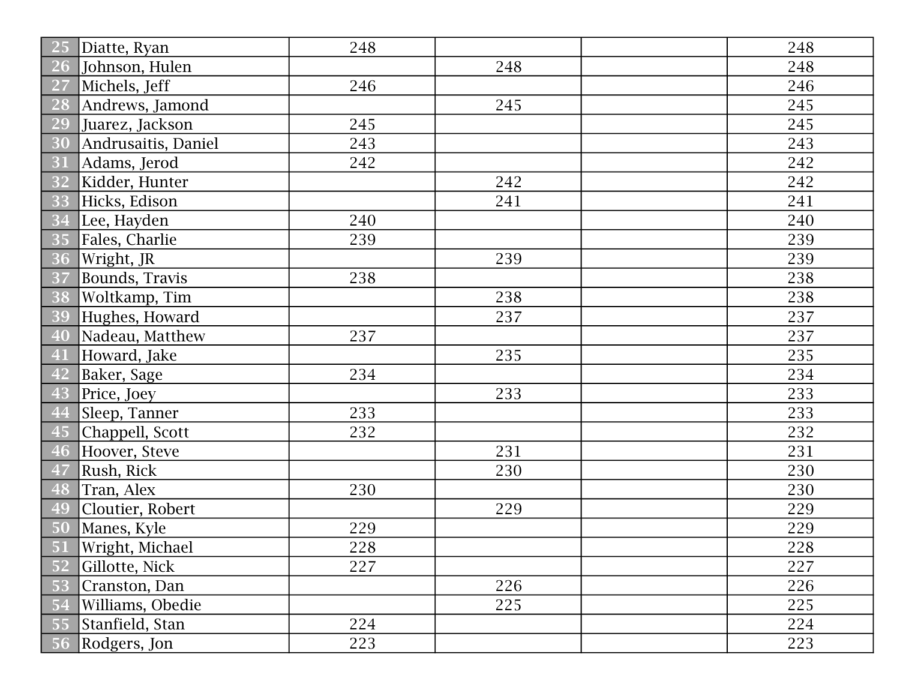| | | | | | |
|---|---|---|---|---|---|
| 25 | Diatte, Ryan | 248 | | | 248 |
| 26 | Johnson, Hulen | | 248 | | 248 |
| 27 | Michels, Jeff | 246 | | | 246 |
| 28 | Andrews, Jamond | | 245 | | 245 |
| 29 | Juarez, Jackson | 245 | | | 245 |
| 30 | Andrusaitis, Daniel | 243 | | | 243 |
| 31 | Adams, Jerod | 242 | | | 242 |
| 32 | Kidder, Hunter | | 242 | | 242 |
| 33 | Hicks, Edison | | 241 | | 241 |
| 34 | Lee, Hayden | 240 | | | 240 |
| 35 | Fales, Charlie | 239 | | | 239 |
| 36 | Wright, JR | | 239 | | 239 |
| 37 | Bounds, Travis | 238 | | | 238 |
| 38 | Woltkamp, Tim | | 238 | | 238 |
| 39 | Hughes, Howard | | 237 | | 237 |
| 40 | Nadeau, Matthew | 237 | | | 237 |
| 41 | Howard, Jake | | 235 | | 235 |
| 42 | Baker, Sage | 234 | | | 234 |
| 43 | Price, Joey | | 233 | | 233 |
| 44 | Sleep, Tanner | 233 | | | 233 |
| 45 | Chappell, Scott | 232 | | | 232 |
| 46 | Hoover, Steve | | 231 | | 231 |
| 47 | Rush, Rick | | 230 | | 230 |
| 48 | Tran, Alex | 230 | | | 230 |
| 49 | Cloutier, Robert | | 229 | | 229 |
| 50 | Manes, Kyle | 229 | | | 229 |
| 51 | Wright, Michael | 228 | | | 228 |
| 52 | Gillotte, Nick | 227 | | | 227 |
| 53 | Cranston, Dan | | 226 | | 226 |
| 54 | Williams, Obedie | | 225 | | 225 |
| 55 | Stanfield, Stan | 224 | | | 224 |
| 56 | Rodgers, Jon | 223 | | | 223 |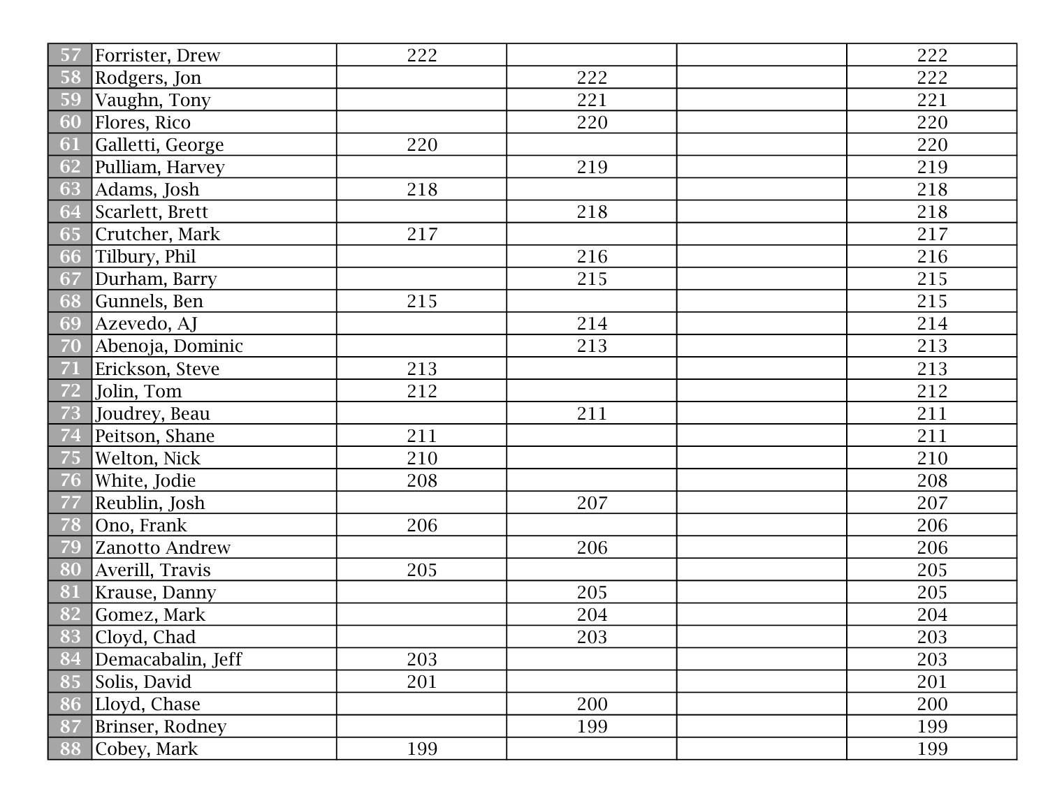| | | | | | |
|---|---|---|---|---|---|
| 57 | Forrister, Drew | 222 | | | 222 |
| 58 | Rodgers, Jon | | 222 | | 222 |
| 59 | Vaughn, Tony | | 221 | | 221 |
| 60 | Flores, Rico | | 220 | | 220 |
| 61 | Galletti, George | 220 | | | 220 |
| 62 | Pulliam, Harvey | | 219 | | 219 |
| 63 | Adams, Josh | 218 | | | 218 |
| 64 | Scarlett, Brett | | 218 | | 218 |
| 65 | Crutcher, Mark | 217 | | | 217 |
| 66 | Tilbury, Phil | | 216 | | 216 |
| 67 | Durham, Barry | | 215 | | 215 |
| 68 | Gunnels, Ben | 215 | | | 215 |
| 69 | Azevedo, AJ | | 214 | | 214 |
| 70 | Abenoja, Dominic | | 213 | | 213 |
| 71 | Erickson, Steve | 213 | | | 213 |
| 72 | Jolin, Tom | 212 | | | 212 |
| 73 | Joudrey, Beau | | 211 | | 211 |
| 74 | Peitson, Shane | 211 | | | 211 |
| 75 | Welton, Nick | 210 | | | 210 |
| 76 | White, Jodie | 208 | | | 208 |
| 77 | Reublin, Josh | | 207 | | 207 |
| 78 | Ono, Frank | 206 | | | 206 |
| 79 | Zanotto Andrew | | 206 | | 206 |
| 80 | Averill, Travis | 205 | | | 205 |
| 81 | Krause, Danny | | 205 | | 205 |
| 82 | Gomez, Mark | | 204 | | 204 |
| 83 | Cloyd, Chad | | 203 | | 203 |
| 84 | Demacabalin, Jeff | 203 | | | 203 |
| 85 | Solis, David | 201 | | | 201 |
| 86 | Lloyd, Chase | | 200 | | 200 |
| 87 | Brinser, Rodney | | 199 | | 199 |
| 88 | Cobey, Mark | 199 | | | 199 |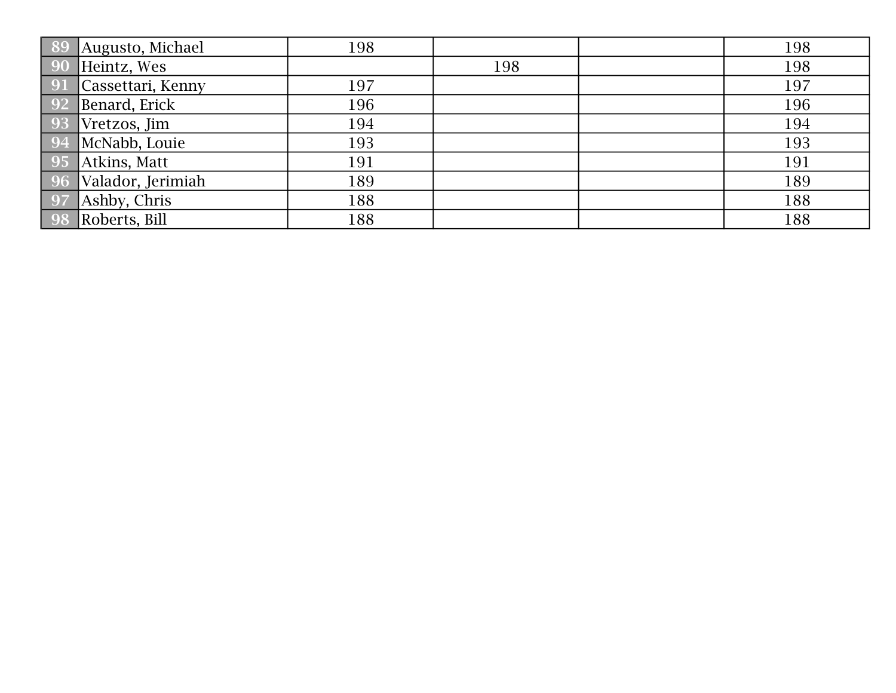| | | | | | |
|---|---|---|---|---|---|
| 89 | Augusto, Michael | 198 | | | 198 |
| 90 | Heintz, Wes | | 198 | | 198 |
| 91 | Cassettari, Kenny | 197 | | | 197 |
| 92 | Benard, Erick | 196 | | | 196 |
| 93 | Vretzos, Jim | 194 | | | 194 |
| 94 | McNabb, Louie | 193 | | | 193 |
| 95 | Atkins, Matt | 191 | | | 191 |
| 96 | Valador, Jerimiah | 189 | | | 189 |
| 97 | Ashby, Chris | 188 | | | 188 |
| 98 | Roberts, Bill | 188 | | | 188 |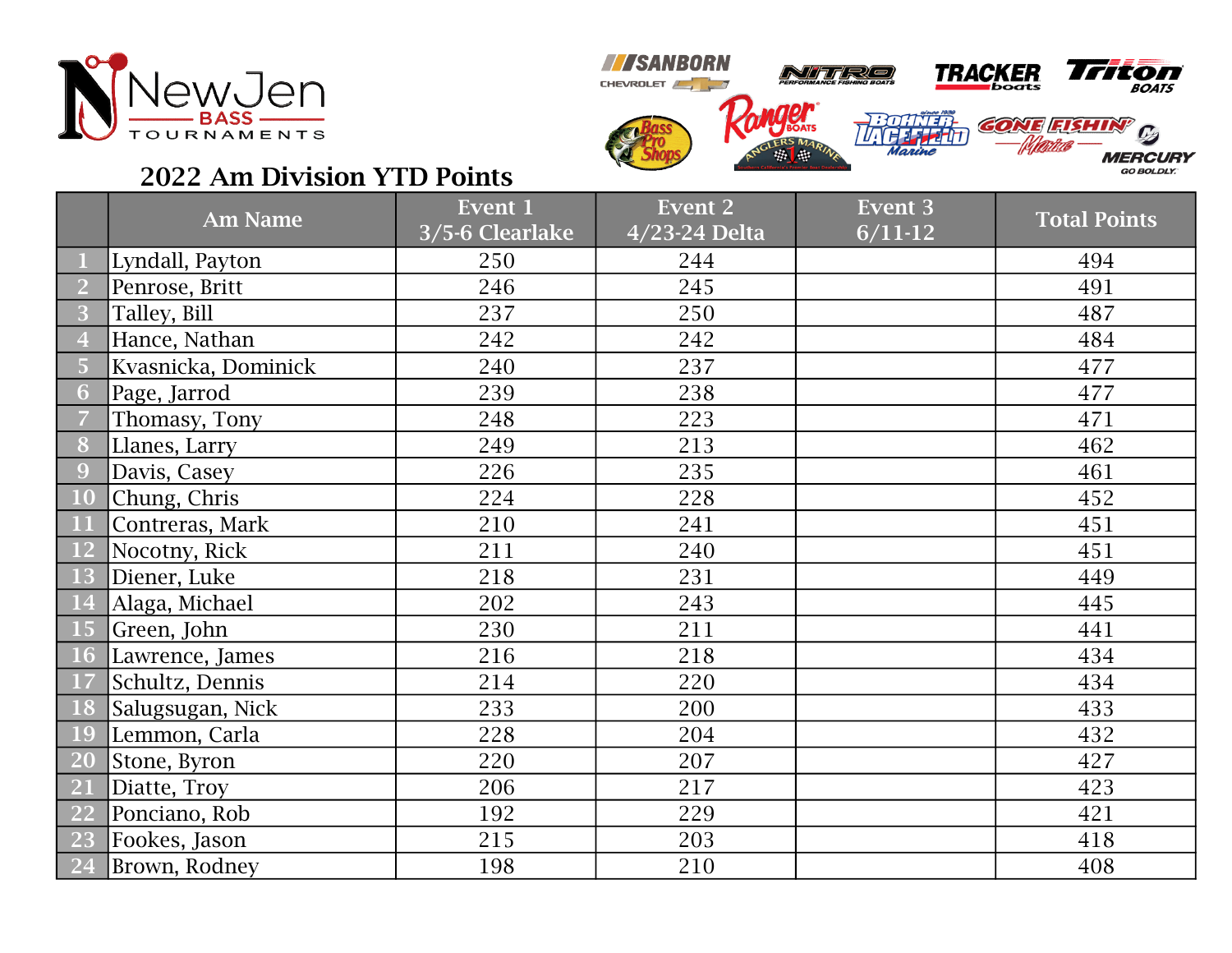NewJen BASS TOURNAMENTS

## 2022 Am Division YTD Points

| | Am Name | Event 1 3/5-6 Clearlake | Event 2 4/23-24 Delta | Event 3 6/11-12 | Total Points |
|---|---|---|---|---|---|
| 1 | Lyndall, Payton | 250 | 244 | | 494 |
| 2 | Penrose, Britt | 246 | 245 | | 491 |
| 3 | Talley, Bill | 237 | 250 | | 487 |
| 4 | Hance, Nathan | 242 | 242 | | 484 |
| 5 | Kvasnicka, Dominick | 240 | 237 | | 477 |
| 6 | Page, Jarrod | 239 | 238 | | 477 |
| 7 | Thomasy, Tony | 248 | 223 | | 471 |
| 8 | Llanes, Larry | 249 | 213 | | 462 |
| 9 | Davis, Casey | 226 | 235 | | 461 |
| 10 | Chung, Chris | 224 | 228 | | 452 |
| 11 | Contreras, Mark | 210 | 241 | | 451 |
| 12 | Nocotny, Rick | 211 | 240 | | 451 |
| 13 | Diener, Luke | 218 | 231 | | 449 |
| 14 | Alaga, Michael | 202 | 243 | | 445 |
| 15 | Green, John | 230 | 211 | | 441 |
| 16 | Lawrence, James | 216 | 218 | | 434 |
| 17 | Schultz, Dennis | 214 | 220 | | 434 |
| 18 | Salugsugan, Nick | 233 | 200 | | 433 |
| 19 | Lemmon, Carla | 228 | 204 | | 432 |
| 20 | Stone, Byron | 220 | 207 | | 427 |
| 21 | Diatte, Troy | 206 | 217 | | 423 |
| 22 | Ponciano, Rob | 192 | 229 | | 421 |
| 23 | Fookes, Jason | 215 | 203 | | 418 |
| 24 | Brown, Rodney | 198 | 210 | | 408 |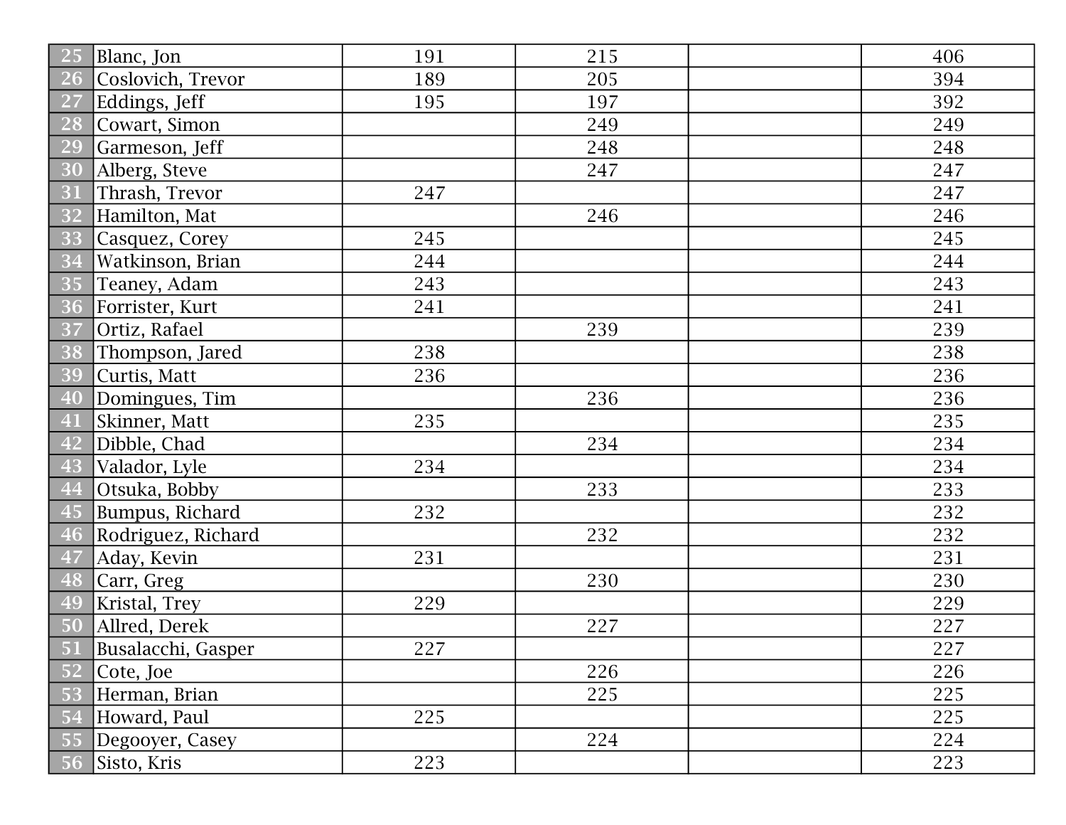| | | | | | |
|---|---|---|---|---|---|
| 25 | Blanc, Jon | 191 | 215 | | 406 |
| 26 | Coslovich, Trevor | 189 | 205 | | 394 |
| 27 | Eddings, Jeff | 195 | 197 | | 392 |
| 28 | Cowart, Simon | | 249 | | 249 |
| 29 | Garmeson, Jeff | | 248 | | 248 |
| 30 | Alberg, Steve | | 247 | | 247 |
| 31 | Thrash, Trevor | 247 | | | 247 |
| 32 | Hamilton, Mat | | 246 | | 246 |
| 33 | Casquez, Corey | 245 | | | 245 |
| 34 | Watkinson, Brian | 244 | | | 244 |
| 35 | Teaney, Adam | 243 | | | 243 |
| 36 | Forrister, Kurt | 241 | | | 241 |
| 37 | Ortiz, Rafael | | 239 | | 239 |
| 38 | Thompson, Jared | 238 | | | 238 |
| 39 | Curtis, Matt | 236 | | | 236 |
| 40 | Domingues, Tim | | 236 | | 236 |
| 41 | Skinner, Matt | 235 | | | 235 |
| 42 | Dibble, Chad | | 234 | | 234 |
| 43 | Valador, Lyle | 234 | | | 234 |
| 44 | Otsuka, Bobby | | 233 | | 233 |
| 45 | Bumpus, Richard | 232 | | | 232 |
| 46 | Rodriguez, Richard | | 232 | | 232 |
| 47 | Aday, Kevin | 231 | | | 231 |
| 48 | Carr, Greg | | 230 | | 230 |
| 49 | Kristal, Trey | 229 | | | 229 |
| 50 | Allred, Derek | | 227 | | 227 |
| 51 | Busalacchi, Gasper | 227 | | | 227 |
| 52 | Cote, Joe | | 226 | | 226 |
| 53 | Herman, Brian | | 225 | | 225 |
| 54 | Howard, Paul | 225 | | | 225 |
| 55 | Degooyer, Casey | | 224 | | 224 |
| 56 | Sisto, Kris | 223 | | | 223 |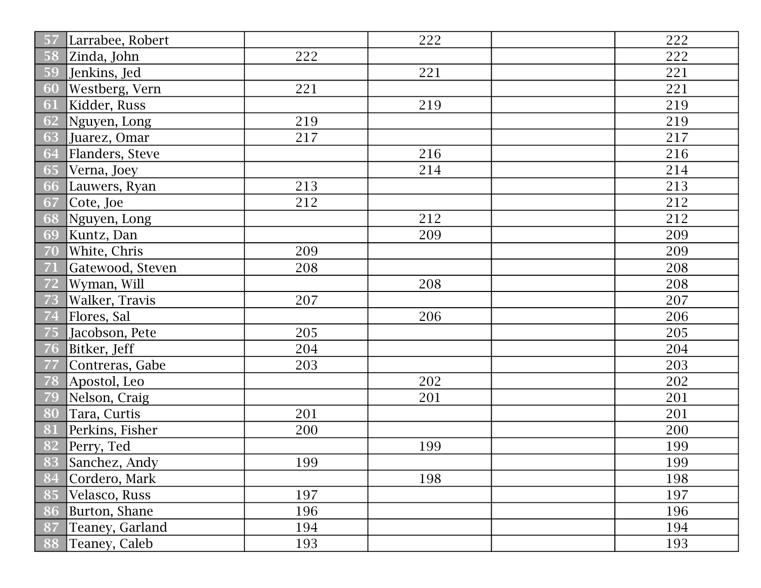| | | | | | |
|---|---|---|---|---|---|
| 57 | Larrabee, Robert | | 222 | | 222 |
| 58 | Zinda, John | 222 | | | 222 |
| 59 | Jenkins, Jed | | 221 | | 221 |
| 60 | Westberg, Vern | 221 | | | 221 |
| 61 | Kidder, Russ | | 219 | | 219 |
| 62 | Nguyen, Long | 219 | | | 219 |
| 63 | Juarez, Omar | 217 | | | 217 |
| 64 | Flanders, Steve | | 216 | | 216 |
| 65 | Verna, Joey | | 214 | | 214 |
| 66 | Lauwers, Ryan | 213 | | | 213 |
| 67 | Cote, Joe | 212 | | | 212 |
| 68 | Nguyen, Long | | 212 | | 212 |
| 69 | Kuntz, Dan | | 209 | | 209 |
| 70 | White, Chris | 209 | | | 209 |
| 71 | Gatewood, Steven | 208 | | | 208 |
| 72 | Wyman, Will | | 208 | | 208 |
| 73 | Walker, Travis | 207 | | | 207 |
| 74 | Flores, Sal | | 206 | | 206 |
| 75 | Jacobson, Pete | 205 | | | 205 |
| 76 | Bitker, Jeff | 204 | | | 204 |
| 77 | Contreras, Gabe | 203 | | | 203 |
| 78 | Apostol, Leo | | 202 | | 202 |
| 79 | Nelson, Craig | | 201 | | 201 |
| 80 | Tara, Curtis | 201 | | | 201 |
| 81 | Perkins, Fisher | 200 | | | 200 |
| 82 | Perry, Ted | | 199 | | 199 |
| 83 | Sanchez, Andy | 199 | | | 199 |
| 84 | Cordero, Mark | | 198 | | 198 |
| 85 | Velasco, Russ | 197 | | | 197 |
| 86 | Burton, Shane | 196 | | | 196 |
| 87 | Teaney, Garland | 194 | | | 194 |
| 88 | Teaney, Caleb | 193 | | | 193 |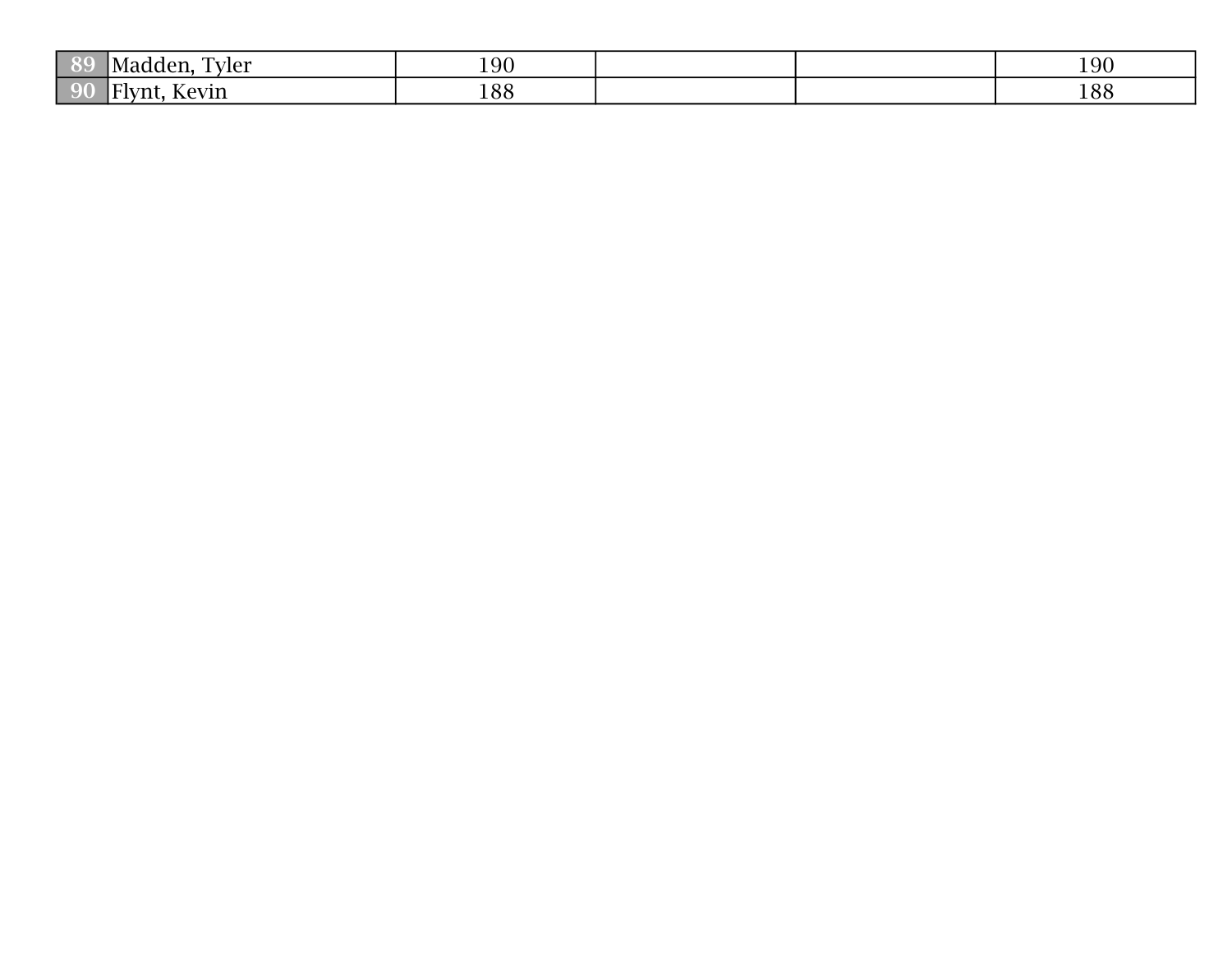| | | | | | |
|---|---|---|---|---|---|
| 89 | Madden, Tyler | 190 | | | 190 |
| 90 | Flynt, Kevin | 188 | | | 188 |